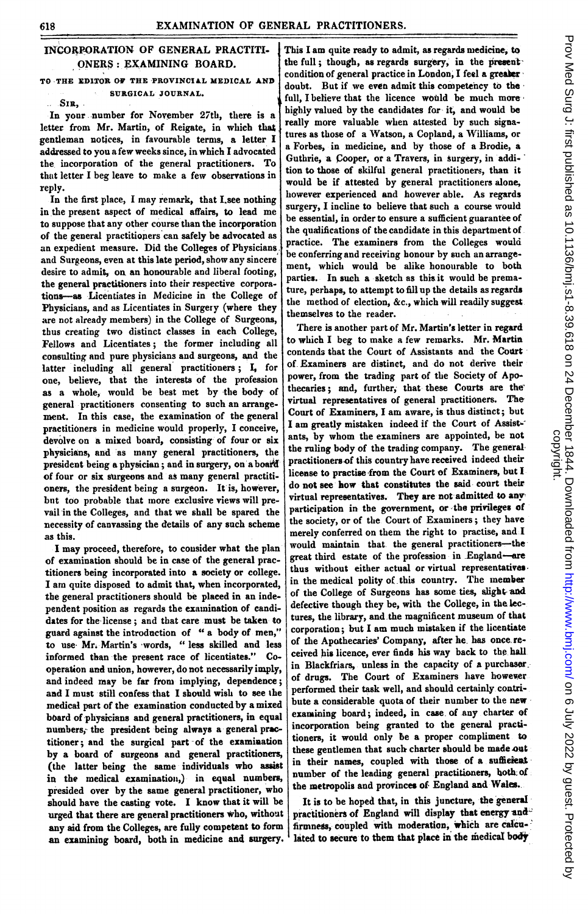## INCORPORATION OF GENERAL PRACTITIONERS: EXAMINING BOARD.

TO THE EDITOR OF THE PROVINCIAL MEDICAL AND SURGICAL JOURNAL.

SIR,

In your number for November 27th, there is a letter from Mr. Martin, of Reigate, in which that gentleman notices, in favourable terms, a letter I addressed to you a few weeks since, in which I advocated the incorporation of the general practitioners. To that letter I beg leave to make a few observations in reply.

In the first place, I may remark, that I see nothing in the present aspect of medical affairs, to lead me to suppose that any other course than the incorporation of the general practitioners can safely be advocated as an expedient measure. Did the Colleges of Physicians and Surgeons, even at this late period, show any sincere desire to admit, on an honourable and liberal footing, the general practitioners into their respective corporations—as Licentiates in Medicine in the College of Physicians, and as Licentiates in Surgery (where they are not already members) in the College of Surgeons, thus creating two distinct classes in each College, Fellows and Licentiates; the former including all consulting and pure physicians and surgeons, and the latter including all general practitioners; I, for one, believe, that the interests of the profession as a whole, would be best met by the body of general practitioners consenting to such an arrangement. In this case, the examination of the general practitioners in medicine would properly, I conceive, devolve on a mixed board, consisting of four or six physicians, and as many general practitioners, the president being a physician; and in surgery, on a board of four or six surgeons and as many general practitioners, the president being a surgeon. It is, however, but too probable that more exclusive views will prevail in the Colleges, and that we shall be spared the necessity of canvassing the details of any such scheme as this.

I may proceed, therefore, to consider what the plan of examination should be in case of the general practitioners being incorporated into a society or college. I am quite disposed to admit that, when incorporated, the general practitioners should be placed in an independent position as regards the examination of candidates for the license; and that care must be taken to guard against the introduction of "a body of men," to use Mr. Martin's words, "less skilled and less informed than the present race of licentiates." Co-operation and union, however, do not necessarily imply, and indeed may be far from implying, dependence; and I must still confess that I should wish to see the medical part of the examination conducted by a mixed board of physicians and general practitioners, in equal numbers, the president being always a general practitioner; and the surgical part of the examination by a board of surgeons and general practitioners, (the latter being the same individuals who assist in the medical examination,) in equal numbers, presided over by the same general practitioner, who should have the casting vote. I know that it will be urged that there are general practitioners who, without any aid from the Colleges, are fully competent to form an examining board, both in medicine and surgery. This I am quite ready to admit, as regards medicine, to the full; though, as regards surgery, in the present condition of general practice in London, I feel a greater doubt. But if we even admit this competency to the full, I believe that the licence would be much more highly valued by the candidates for it, and would be really more valuable when attested by such signatures as those of a Watson, a Copland, a Williams, or a Forbes, in medicine, and by those of a Brodie, a Guthrie, a Cooper, or a Travers, in surgery, in addition to those of skilful general practitioners, than it would be if attested by general practitioners alone, however experienced and however able. As regards surgery, I incline to believe that such a course would be essential, in order to ensure a sufficient guarantee of the qualifications of the candidate in this department of practice. The examiners from the Colleges would be conferring and receiving honour by such an arrangement, which would be alike honourable to both parties. In such a sketch as this it would be premature, perhaps, to attempt to fill up the details as regards the method of election, &c., which will readily suggest themselves to the reader.

There is another part of Mr. Martin's letter in regard to which I beg to make a few remarks. Mr. Martin contends that the Court of Assistants and the Court of Examiners are distinct, and do not derive their power, from the trading part of the Society of Apothecaries; and, further, that these Courts are the virtual representatives of general practitioners. The Court of Examiners, I am aware, is thus distinct; but I am greatly mistaken indeed if the Court of Assistants, by whom the examiners are appointed, be not the ruling body of the trading company. The general practitioners of this country have received indeed their license to practise from the Court of Examiners, but I do not see how that constitutes the said court their virtual representatives. They are not admitted to any participation in the government, or the privileges of the society, or of the Court of Examiners; they have merely conferred on them the right to practise, and I would maintain that the general practitioners—the great third estate of the profession in England—are thus without either actual or virtual representatives in the medical polity of this country. The member of the College of Surgeons has some ties, slight and defective though they be, with the College, in the lectures, the library, and the magnificent museum of that corporation; but I am much mistaken if the licentiate of the Apothecaries' Company, after he has once received his licence, ever finds his way back to the hall in Blackfriars, unless in the capacity of a purchaser of drugs. The Court of Examiners have however performed their task well, and should certainly contribute a considerable quota of their number to the new examining board; indeed, in case of any charter of incorporation being granted to the general practitioners, it would only be a proper compliment to these gentlemen that such charter should be made out in their names, coupled with those of a sufficient number of the leading general practitioners, both of the metropolis and provinces of England and Wales.

It is to be hoped that, in this juncture, the general practitioners of England will display that energy and firmness, coupled with moderation, which are calculated to secure to them that place in the medical body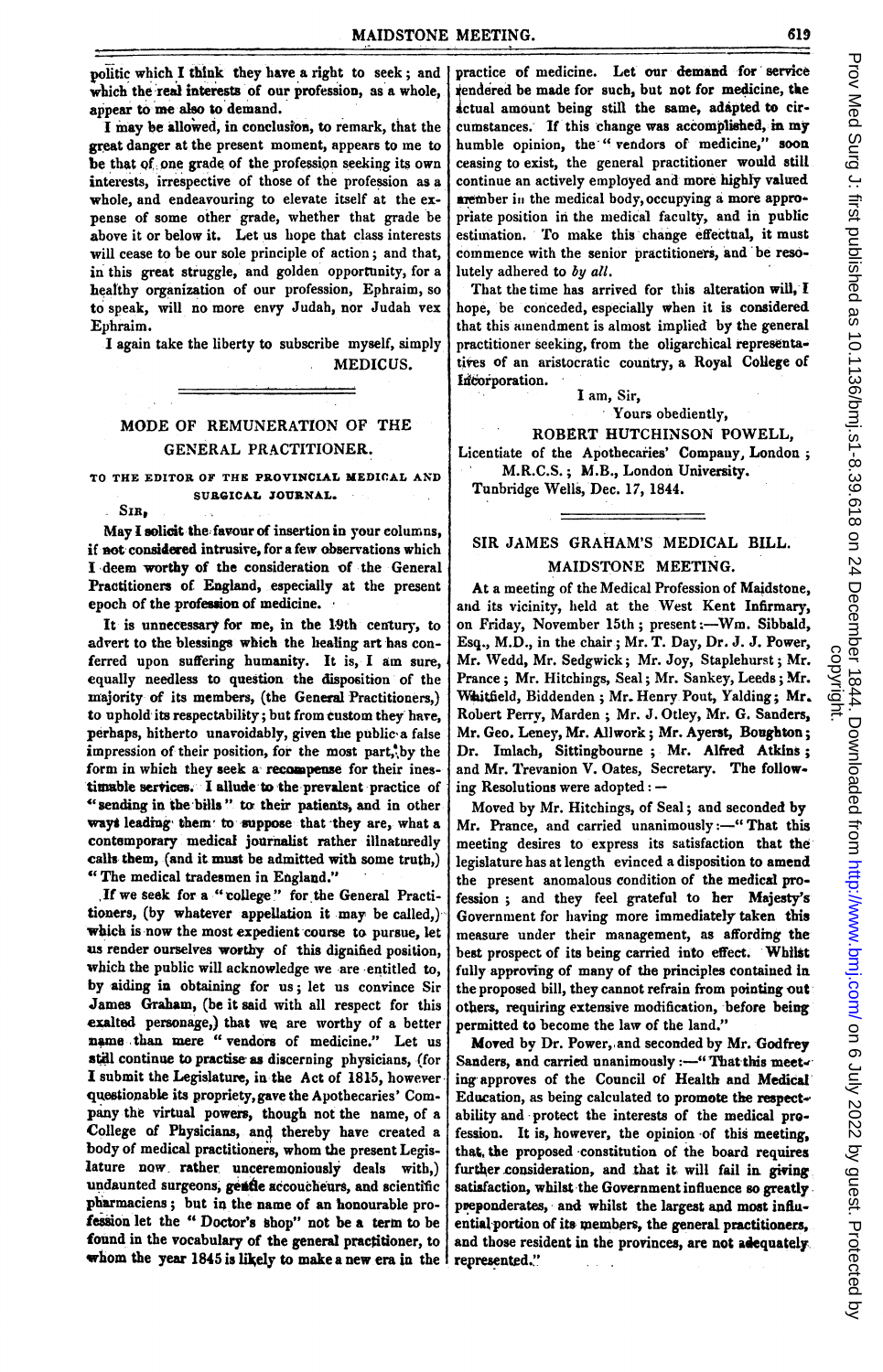politic which I think they have a right to seek; and which the real interests of our profession, as a whole, appear to me also to demand.

I may be allowed, in conclusion, to remark, that the great danger at the present moment, appears to me to be that of one grade of the profession seeking its own interests, irrespective of those of the profession as a whole, and endeavouring to elevate itself at the expense of some other grade, whether that grade be above it or below it. Let us hope that class interests will cease to be our sole principle of action; and that, in this great struggle, and golden opportunity, for a healthy organization of our profession, Ephraim, so to speak, will no more envy Judah, nor Judah vex Ephraim.

I again take the liberty to subscribe myself, simply

MEDICUS.

## MODE OF REMUNERATION OF THE GENERAL PRACTITIONER.

TO THE EDITOR OF THE PROVINCIAL MEDICAL AND SURGICAL JOURNAL.

SIR,

May I solicit the favour of insertion in your columns, if not considered intrusive, for a few observations which I deem worthy of the consideration of the General Practitioners of England, especially at the present epoch of the profession of medicine.

It is unnecessary for me, in the 19th century, to advert to the blessings which the healing art has conferred upon suffering humanity. It is, I am sure, equally needless to question the disposition of the majority of its members, (the General Practitioners,) to uphold its respectability; but from custom they have, perhaps, hitherto unavoidably, given the public a false impression of their position, for the most part, by the form in which they seek a recompense for their inestimable services. I allude to the prevalent practice of "sending in the bills" to their patients, and in other ways leading them to suppose that they are, what a contemporary medical journalist rather illnaturedly calls them, (and it must be admitted with some truth,) "The medical tradesmen in England."

If we seek for a "college" for the General Practitioners, (by whatever appellation it may be called,) which is now the most expedient course to pursue, let us render ourselves worthy of this dignified position, which the public will acknowledge we are entitled to, by aiding in obtaining for us; let us convince Sir James Graham, (be it said with all respect for this exalted personage,) that we are worthy of a better name than mere "vendors of medicine." Let us still continue to practise as discerning physicians, (for I submit the Legislature, in the Act of 1815, however questionable its propriety, gave the Apothecaries' Company the virtual powers, though not the name, of a College of Physicians, and thereby have created a body of medical practitioners, whom the present Legislature now rather unceremoniously deals with,) undaunted surgeons, gentle accoucheurs, and scientific pharmaciens; but in the name of an honourable profession let the "Doctor's shop" not be a term to be found in the vocabulary of the general practitioner, to whom the year 1845 is likely to make a new era in the practice of medicine. Let our demand for service rendered be made for such, but not for medicine, the actual amount being still the same, adapted to circumstances. If this change was accomplished, in my humble opinion, the "vendors of medicine," soon ceasing to exist, the general practitioner would still continue an actively employed and more highly valued member in the medical body, occupying a more appropriate position in the medical faculty, and in public estimation. To make this change effectual, it must commence with the senior practitioners, and be resolutely adhered to *by all*.

That the time has arrived for this alteration will, I hope, be conceded, especially when it is considered that this amendment is almost implied by the general practitioner seeking, from the oligarchical representatives of an aristocratic country, a Royal College of Incorporation.

I am, Sir,
Yours obediently,

ROBERT HUTCHINSON POWELL,
Licentiate of the Apothecaries' Company, London;
M.R.C.S.; M.B., London University.

Tunbridge Wells, Dec. 17, 1844.

## SIR JAMES GRAHAM'S MEDICAL BILL.

### MAIDSTONE MEETING.

At a meeting of the Medical Profession of Maidstone, and its vicinity, held at the West Kent Infirmary, on Friday, November 15th; present:—Wm. Sibbald, Esq., M.D., in the chair; Mr. T. Day, Dr. J. J. Power, Mr. Wedd, Mr. Sedgwick; Mr. Joy, Staplehurst; Mr. Prance; Mr. Hitchings, Seal; Mr. Sankey, Leeds; Mr. Whitfield, Biddenden; Mr. Henry Pout, Yalding; Mr. Robert Perry, Marden; Mr. J. Otley, Mr. G. Sanders, Mr. Geo. Leney, Mr. Allwork; Mr. Ayerst, Boughton; Dr. Imlach, Sittingbourne; Mr. Alfred Atkins; and Mr. Trevanion V. Oates, Secretary. The following Resolutions were adopted:—

Moved by Mr. Hitchings, of Seal; and seconded by Mr. Prance, and carried unanimously:—"That this meeting desires to express its satisfaction that the legislature has at length evinced a disposition to amend the present anomalous condition of the medical profession; and they feel grateful to her Majesty's Government for having more immediately taken this measure under their management, as affording the best prospect of its being carried into effect. Whilst fully approving of many of the principles contained in the proposed bill, they cannot refrain from pointing out others, requiring extensive modification, before being permitted to become the law of the land."

Moved by Dr. Power, and seconded by Mr. Godfrey Sanders, and carried unanimously:—"That this meeting approves of the Council of Health and Medical Education, as being calculated to promote the respectability and protect the interests of the medical profession. It is, however, the opinion of this meeting, that, the proposed constitution of the board requires further consideration, and that it will fail in giving satisfaction, whilst the Government influence so greatly preponderates, and whilst the largest and most influential portion of its members, the general practitioners, and those resident in the provinces, are not adequately represented."